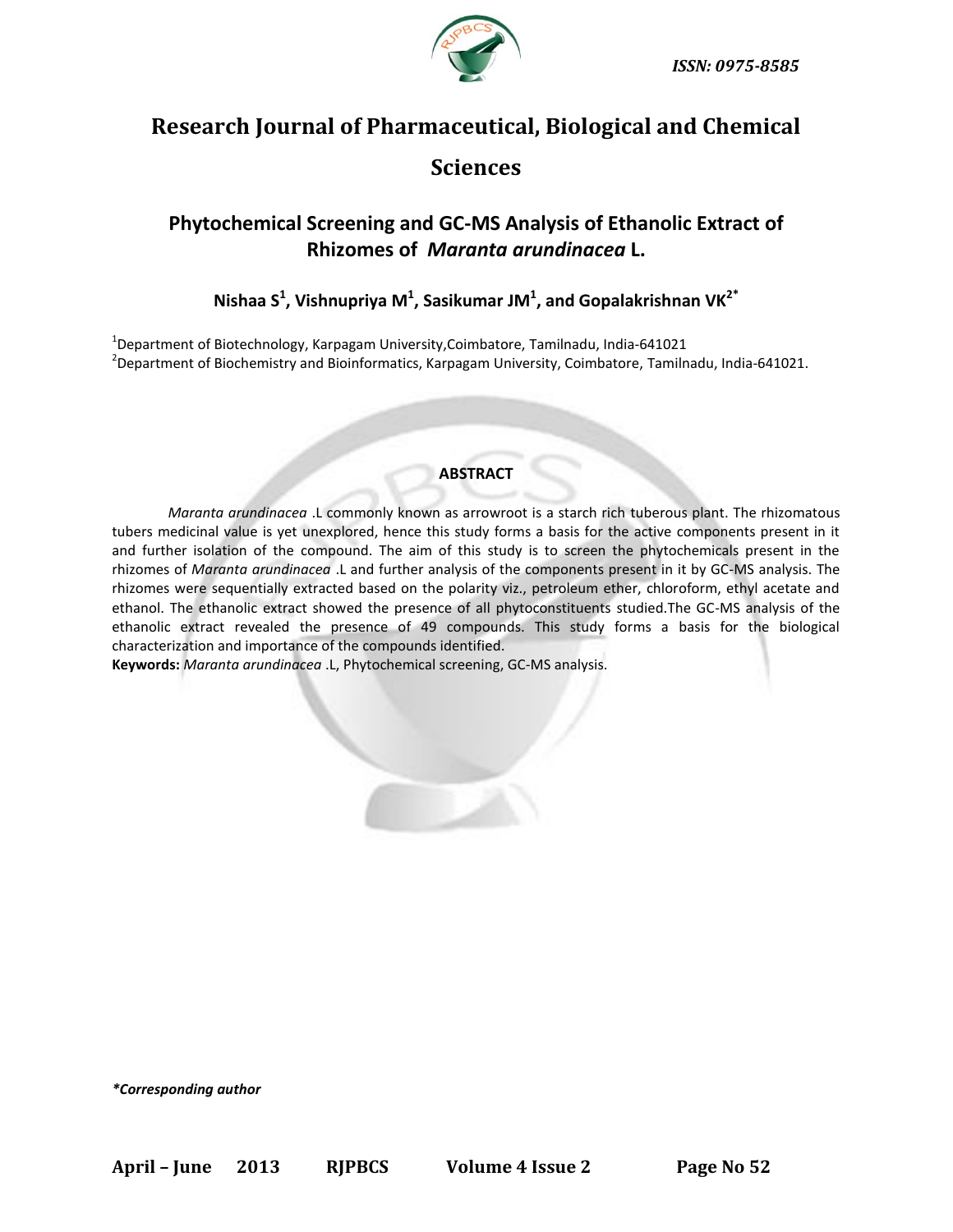ISSN: 0975-8585

# Research Journal of Pharmaceutical, Biological and Chemical Sciences

## Phytochemical Screening and GC-MS Analysis of Ethanolic Extract of Rhizomes of *Maranta arundinacea* L.

**Nishaa S[1], Vishnupriya M[1], Sasikumar JM[1], and Gopalakrishnan VK[2*]**

[1]Department of Biotechnology, Karpagam University,Coimbatore, Tamilnadu, India-641021
[2]Department of Biochemistry and Bioinformatics, Karpagam University, Coimbatore, Tamilnadu, India-641021.

### ABSTRACT

*Maranta arundinacea* .L commonly known as arrowroot is a starch rich tuberous plant. The rhizomatous tubers medicinal value is yet unexplored, hence this study forms a basis for the active components present in it and further isolation of the compound. The aim of this study is to screen the phytochemicals present in the rhizomes of *Maranta arundinacea* .L and further analysis of the components present in it by GC-MS analysis. The rhizomes were sequentially extracted based on the polarity viz., petroleum ether, chloroform, ethyl acetate and ethanol. The ethanolic extract showed the presence of all phytoconstituents studied.The GC-MS analysis of the ethanolic extract revealed the presence of 49 compounds. This study forms a basis for the biological characterization and importance of the compounds identified.

**Keywords:** *Maranta arundinacea* .L, Phytochemical screening, GC-MS analysis.

*\*Corresponding author*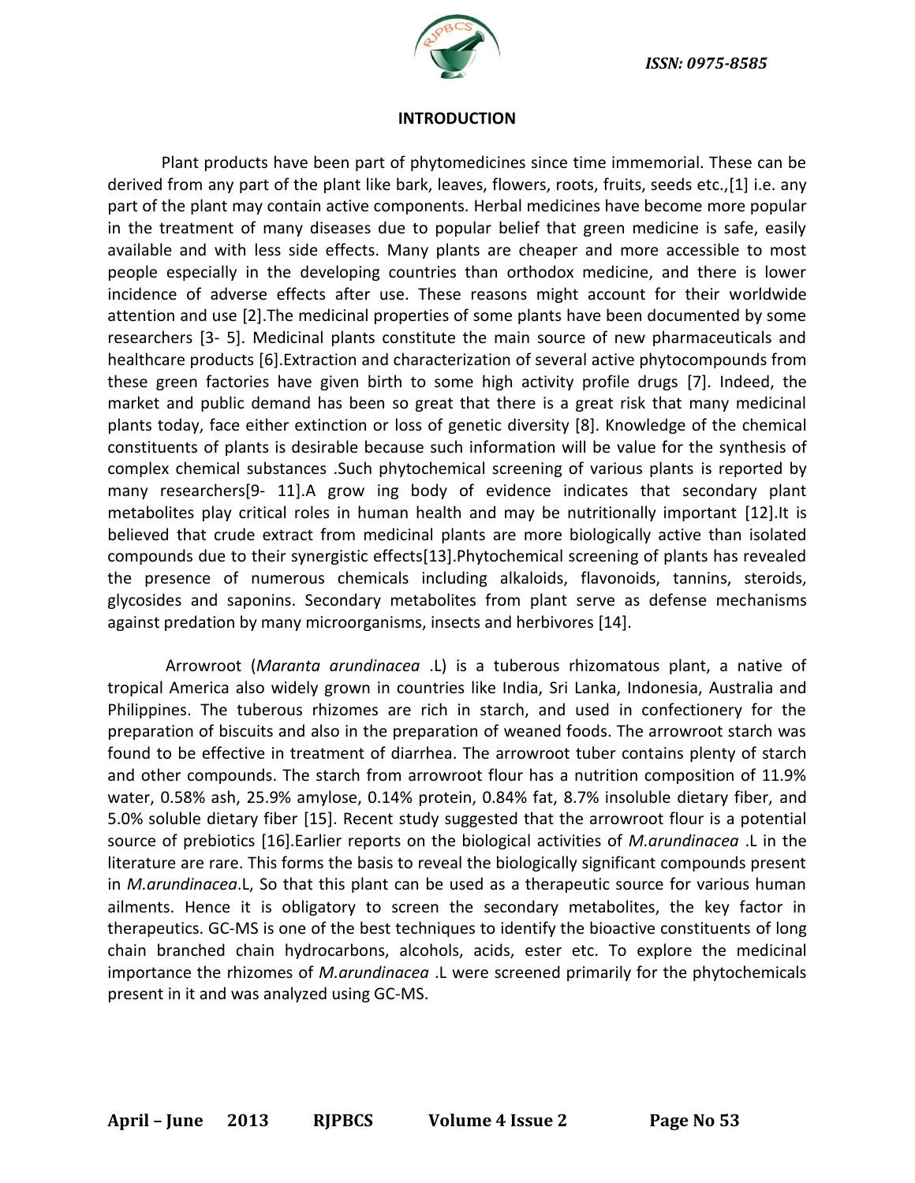## INTRODUCTION

Plant products have been part of phytomedicines since time immemorial. These can be derived from any part of the plant like bark, leaves, flowers, roots, fruits, seeds etc.,[1] i.e. any part of the plant may contain active components. Herbal medicines have become more popular in the treatment of many diseases due to popular belief that green medicine is safe, easily available and with less side effects. Many plants are cheaper and more accessible to most people especially in the developing countries than orthodox medicine, and there is lower incidence of adverse effects after use. These reasons might account for their worldwide attention and use [2].The medicinal properties of some plants have been documented by some researchers [3- 5]. Medicinal plants constitute the main source of new pharmaceuticals and healthcare products [6].Extraction and characterization of several active phytocompounds from these green factories have given birth to some high activity profile drugs [7]. Indeed, the market and public demand has been so great that there is a great risk that many medicinal plants today, face either extinction or loss of genetic diversity [8]. Knowledge of the chemical constituents of plants is desirable because such information will be value for the synthesis of complex chemical substances .Such phytochemical screening of various plants is reported by many researchers[9- 11].A grow ing body of evidence indicates that secondary plant metabolites play critical roles in human health and may be nutritionally important [12].It is believed that crude extract from medicinal plants are more biologically active than isolated compounds due to their synergistic effects[13].Phytochemical screening of plants has revealed the presence of numerous chemicals including alkaloids, flavonoids, tannins, steroids, glycosides and saponins. Secondary metabolites from plant serve as defense mechanisms against predation by many microorganisms, insects and herbivores [14].

Arrowroot (*Maranta arundinacea* .L) is a tuberous rhizomatous plant, a native of tropical America also widely grown in countries like India, Sri Lanka, Indonesia, Australia and Philippines. The tuberous rhizomes are rich in starch, and used in confectionery for the preparation of biscuits and also in the preparation of weaned foods. The arrowroot starch was found to be effective in treatment of diarrhea. The arrowroot tuber contains plenty of starch and other compounds. The starch from arrowroot flour has a nutrition composition of 11.9% water, 0.58% ash, 25.9% amylose, 0.14% protein, 0.84% fat, 8.7% insoluble dietary fiber, and 5.0% soluble dietary fiber [15]. Recent study suggested that the arrowroot flour is a potential source of prebiotics [16].Earlier reports on the biological activities of *M.arundinacea* .L in the literature are rare. This forms the basis to reveal the biologically significant compounds present in *M.arundinacea*.L, So that this plant can be used as a therapeutic source for various human ailments. Hence it is obligatory to screen the secondary metabolites, the key factor in therapeutics. GC-MS is one of the best techniques to identify the bioactive constituents of long chain branched chain hydrocarbons, alcohols, acids, ester etc. To explore the medicinal importance the rhizomes of *M.arundinacea* .L were screened primarily for the phytochemicals present in it and was analyzed using GC-MS.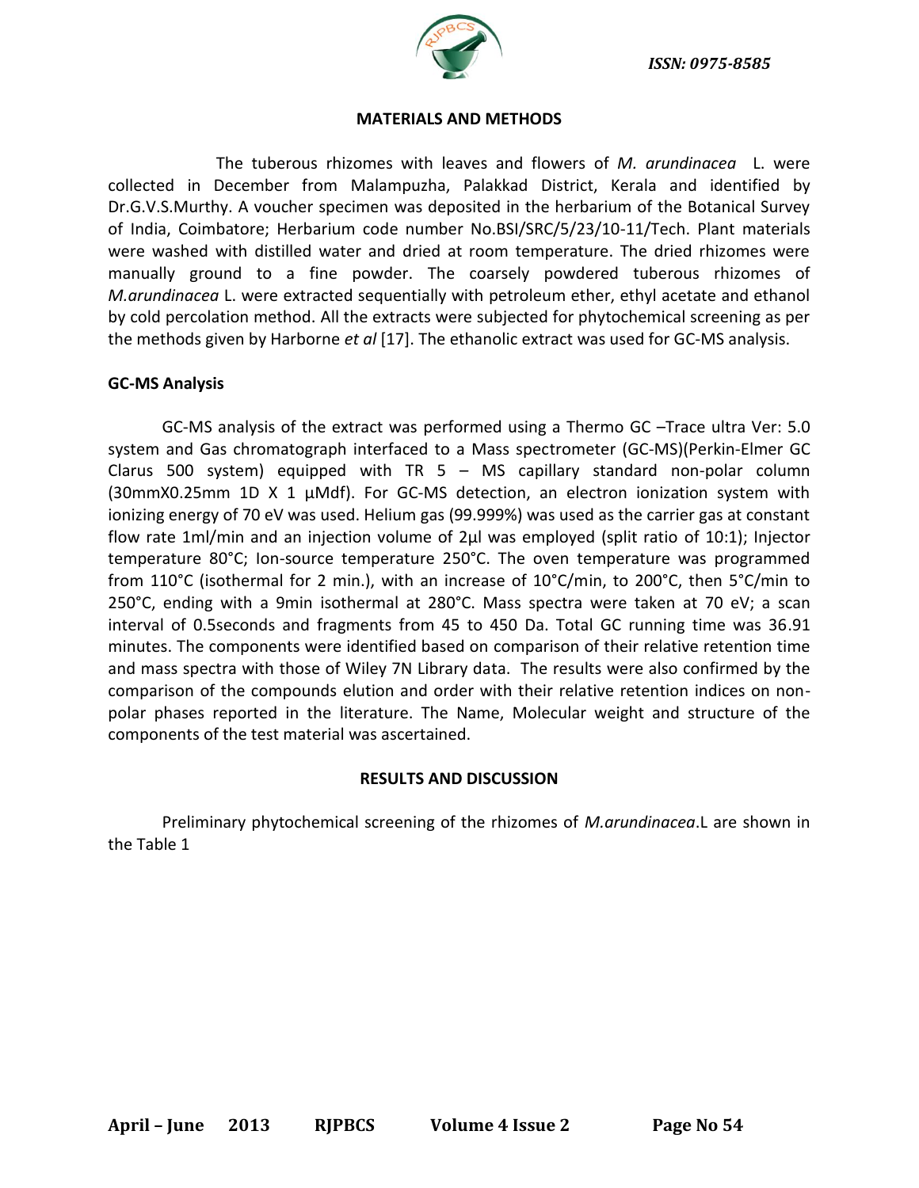## MATERIALS AND METHODS

The tuberous rhizomes with leaves and flowers of *M. arundinacea* L. were collected in December from Malampuzha, Palakkad District, Kerala and identified by Dr.G.V.S.Murthy. A voucher specimen was deposited in the herbarium of the Botanical Survey of India, Coimbatore; Herbarium code number No.BSI/SRC/5/23/10-11/Tech. Plant materials were washed with distilled water and dried at room temperature. The dried rhizomes were manually ground to a fine powder. The coarsely powdered tuberous rhizomes of *M.arundinacea* L. were extracted sequentially with petroleum ether, ethyl acetate and ethanol by cold percolation method. All the extracts were subjected for phytochemical screening as per the methods given by Harborne *et al* [17]. The ethanolic extract was used for GC-MS analysis.

### GC-MS Analysis

GC-MS analysis of the extract was performed using a Thermo GC –Trace ultra Ver: 5.0 system and Gas chromatograph interfaced to a Mass spectrometer (GC-MS)(Perkin-Elmer GC Clarus 500 system) equipped with TR 5 – MS capillary standard non-polar column (30mmX0.25mm 1D X 1 μMdf). For GC-MS detection, an electron ionization system with ionizing energy of 70 eV was used. Helium gas (99.999%) was used as the carrier gas at constant flow rate 1ml/min and an injection volume of 2μl was employed (split ratio of 10:1); Injector temperature 80°C; Ion-source temperature 250°C. The oven temperature was programmed from 110°C (isothermal for 2 min.), with an increase of 10°C/min, to 200°C, then 5°C/min to 250°C, ending with a 9min isothermal at 280°C. Mass spectra were taken at 70 eV; a scan interval of 0.5seconds and fragments from 45 to 450 Da. Total GC running time was 36.91 minutes. The components were identified based on comparison of their relative retention time and mass spectra with those of Wiley 7N Library data. The results were also confirmed by the comparison of the compounds elution and order with their relative retention indices on non-polar phases reported in the literature. The Name, Molecular weight and structure of the components of the test material was ascertained.

## RESULTS AND DISCUSSION

Preliminary phytochemical screening of the rhizomes of *M.arundinacea*.L are shown in the Table 1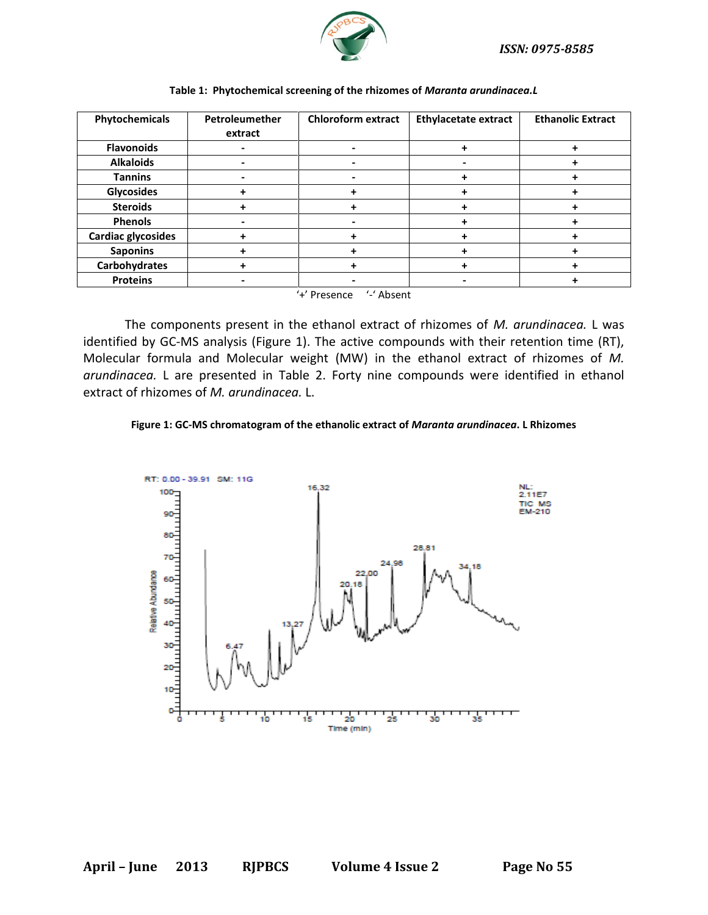**Table 1: Phytochemical screening of the rhizomes of *Maranta arundinacea.L***

| Phytochemicals | Petroleumether extract | Chloroform extract | Ethylacetate extract | Ethanolic Extract |
|---|---|---|---|---|
| Flavonoids | - | - | + | + |
| Alkaloids | - | - | - | + |
| Tannins | - | - | + | + |
| Glycosides | + | + | + | + |
| Steroids | + | + | + | + |
| Phenols | - | - | + | + |
| Cardiac glycosides | + | + | + | + |
| Saponins | + | + | + | + |
| Carbohydrates | + | + | + | + |
| Proteins | - | - | - | + |

'+' Presence '-' Absent

The components present in the ethanol extract of rhizomes of *M. arundinacea.* L was identified by GC-MS analysis (Figure 1). The active compounds with their retention time (RT), Molecular formula and Molecular weight (MW) in the ethanol extract of rhizomes of *M. arundinacea.* L are presented in Table 2. Forty nine compounds were identified in ethanol extract of rhizomes of *M. arundinacea.* L.

**Figure 1: GC-MS chromatogram of the ethanolic extract of *Maranta arundinacea*. L Rhizomes**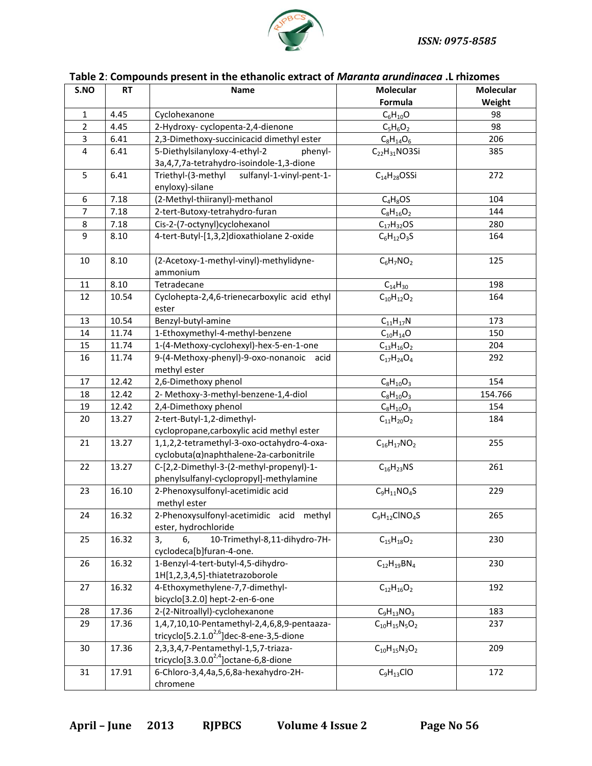**Table 2**: **Compounds present in the ethanolic extract of *Maranta arundinacea* .L rhizomes**

| S.NO | RT | Name | Molecular Formula | Molecular Weight |
|---|---|---|---|---|
| 1 | 4.45 | Cyclohexanone | $C_6H_{10}O$ | 98 |
| 2 | 4.45 | 2-Hydroxy- cyclopenta-2,4-dienone | $C_5H_6O_2$ | 98 |
| 3 | 6.41 | 2,3-Dimethoxy-succinicacid dimethyl ester | $C_8H_{14}O_6$ | 206 |
| 4 | 6.41 | 5-Diethylsilanyloxy-4-ethyl-2 phenyl-3a,4,7,7a-tetrahydro-isoindole-1,3-dione | $C_{22}H_{31}NO3Si$ | 385 |
| 5 | 6.41 | Triethyl-(3-methyl sulfanyl-1-vinyl-pent-1-enyloxy)-silane | $C_{14}H_{28}OSSi$ | 272 |
| 6 | 7.18 | (2-Methyl-thiiranyl)-methanol | $C_4H_8OS$ | 104 |
| 7 | 7.18 | 2-tert-Butoxy-tetrahydro-furan | $C_8H_{16}O_2$ | 144 |
| 8 | 7.18 | Cis-2-(7-octynyl)cyclohexanol | $C_{17}H_{32}OS$ | 280 |
| 9 | 8.10 | 4-tert-Butyl-[1,3,2]dioxathiolane 2-oxide | $C_6H_{12}O_3S$ | 164 |
| 10 | 8.10 | (2-Acetoxy-1-methyl-vinyl)-methylidyne-ammonium | $C_6H_7NO_2$ | 125 |
| 11 | 8.10 | Tetradecane | $C_{14}H_{30}$ | 198 |
| 12 | 10.54 | Cyclohepta-2,4,6-trienecarboxylic acid ethyl ester | $C_{10}H_{12}O_2$ | 164 |
| 13 | 10.54 | Benzyl-butyl-amine | $C_{11}H_{17}N$ | 173 |
| 14 | 11.74 | 1-Ethoxymethyl-4-methyl-benzene | $C_{10}H_{14}O$ | 150 |
| 15 | 11.74 | 1-(4-Methoxy-cyclohexyl)-hex-5-en-1-one | $C_{13}H_{16}O_2$ | 204 |
| 16 | 11.74 | 9-(4-Methoxy-phenyl)-9-oxo-nonanoic acid methyl ester | $C_{17}H_{24}O_4$ | 292 |
| 17 | 12.42 | 2,6-Dimethoxy phenol | $C_8H_{10}O_3$ | 154 |
| 18 | 12.42 | 2- Methoxy-3-methyl-benzene-1,4-diol | $C_8H_{10}O_3$ | 154.766 |
| 19 | 12.42 | 2,4-Dimethoxy phenol | $C_8H_{10}O_3$ | 154 |
| 20 | 13.27 | 2-tert-Butyl-1,2-dimethyl-cyclopropane,carboxylic acid methyl ester | $C_{11}H_{20}O_2$ | 184 |
| 21 | 13.27 | 1,1,2,2-tetramethyl-3-oxo-octahydro-4-oxa-cyclobuta(α)naphthalene-2a-carbonitrile | $C_{16}H_{17}NO_2$ | 255 |
| 22 | 13.27 | C-[2,2-Dimethyl-3-(2-methyl-propenyl)-1-phenylsulfanyl-cyclopropyl]-methylamine | $C_{16}H_{23}NS$ | 261 |
| 23 | 16.10 | 2-Phenoxysulfonyl-acetimidic acid methyl ester | $C_9H_{11}NO_4S$ | 229 |
| 24 | 16.32 | 2-Phenoxysulfonyl-acetimidic acid methyl ester, hydrochloride | $C_9H_{12}ClNO_4S$ | 265 |
| 25 | 16.32 | 3, 6, 10-Trimethyl-8,11-dihydro-7H-cyclodeca[b]furan-4-one. | $C_{15}H_{18}O_2$ | 230 |
| 26 | 16.32 | 1-Benzyl-4-tert-butyl-4,5-dihydro-1H[1,2,3,4,5]-thiatetrazoborole | $C_{12}H_{19}BN_4$ | 230 |
| 27 | 16.32 | 4-Ethoxymethylene-7,7-dimethyl-bicyclo[3.2.0] hept-2-en-6-one | $C_{12}H_{16}O_2$ | 192 |
| 28 | 17.36 | 2-(2-Nitroallyl)-cyclohexanone | $C_9H_{13}NO_3$ | 183 |
| 29 | 17.36 | 1,4,7,10,10-Pentamethyl-2,4,6,8,9-pentaaza-tricyclo[5.2.1.0$^{2,6}$]dec-8-ene-3,5-dione | $C_{10}H_{15}N_5O_2$ | 237 |
| 30 | 17.36 | 2,3,3,4,7-Pentamethyl-1,5,7-triaza-tricyclo[3.3.0.0$^{2,4}$]octane-6,8-dione | $C_{10}H_{15}N_3O_2$ | 209 |
| 31 | 17.91 | 6-Chloro-3,4,4a,5,6,8a-hexahydro-2H-chromene | $C_9H_{13}ClO$ | 172 |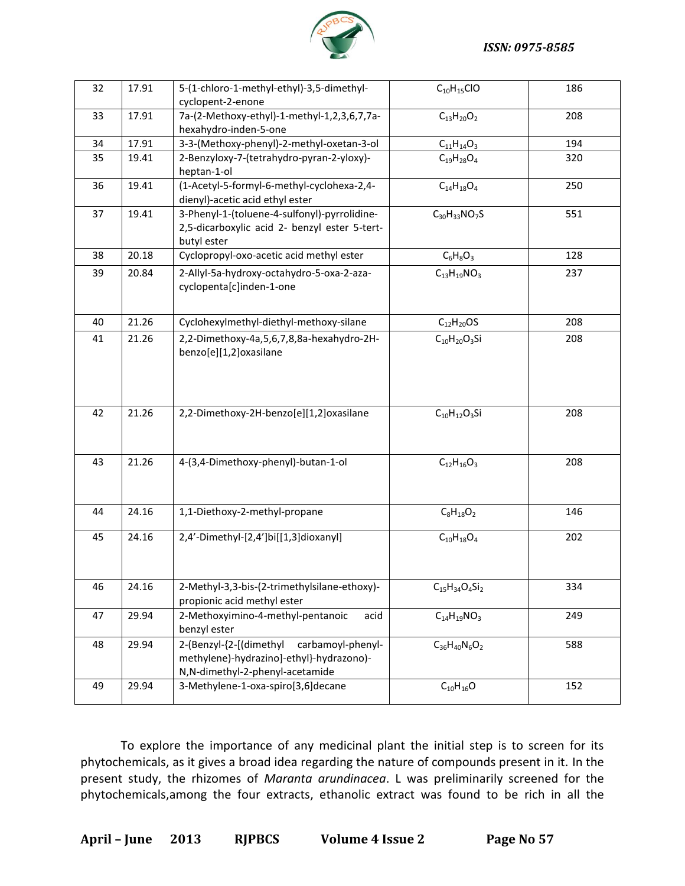| 32 | 17.91 | 5-(1-chloro-1-methyl-ethyl)-3,5-dimethyl-cyclopent-2-enone | $C_{10}H_{15}ClO$ | 186 |
|---|---|---|---|---|
| 33 | 17.91 | 7a-(2-Methoxy-ethyl)-1-methyl-1,2,3,6,7,7a-hexahydro-inden-5-one | $C_{13}H_{20}O_2$ | 208 |
| 34 | 17.91 | 3-3-(Methoxy-phenyl)-2-methyl-oxetan-3-ol | $C_{11}H_{14}O_3$ | 194 |
| 35 | 19.41 | 2-Benzyloxy-7-(tetrahydro-pyran-2-yloxy)-heptan-1-ol | $C_{19}H_{28}O_4$ | 320 |
| 36 | 19.41 | (1-Acetyl-5-formyl-6-methyl-cyclohexa-2,4-dienyl)-acetic acid ethyl ester | $C_{14}H_{18}O_4$ | 250 |
| 37 | 19.41 | 3-Phenyl-1-(toluene-4-sulfonyl)-pyrrolidine-2,5-dicarboxylic acid 2- benzyl ester 5-tert-butyl ester | $C_{30}H_{33}NO_7S$ | 551 |
| 38 | 20.18 | Cyclopropyl-oxo-acetic acid methyl ester | $C_6H_8O_3$ | 128 |
| 39 | 20.84 | 2-Allyl-5a-hydroxy-octahydro-5-oxa-2-aza-cyclopenta[c]inden-1-one | $C_{13}H_{19}NO_3$ | 237 |
| 40 | 21.26 | Cyclohexylmethyl-diethyl-methoxy-silane | $C_{12}H_{20}OS$ | 208 |
| 41 | 21.26 | 2,2-Dimethoxy-4a,5,6,7,8,8a-hexahydro-2H-benzo[e][1,2]oxasilane | $C_{10}H_{20}O_3Si$ | 208 |
| 42 | 21.26 | 2,2-Dimethoxy-2H-benzo[e][1,2]oxasilane | $C_{10}H_{12}O_3Si$ | 208 |
| 43 | 21.26 | 4-(3,4-Dimethoxy-phenyl)-butan-1-ol | $C_{12}H_{16}O_3$ | 208 |
| 44 | 24.16 | 1,1-Diethoxy-2-methyl-propane | $C_8H_{18}O_2$ | 146 |
| 45 | 24.16 | 2,4'-Dimethyl-[2,4']bi[[1,3]dioxanyl] | $C_{10}H_{18}O_4$ | 202 |
| 46 | 24.16 | 2-Methyl-3,3-bis-(2-trimethylsilane-ethoxy)-propionic acid methyl ester | $C_{15}H_{34}O_4Si_2$ | 334 |
| 47 | 29.94 | 2-Methoxyimino-4-methyl-pentanoic acid benzyl ester | $C_{14}H_{19}NO_3$ | 249 |
| 48 | 29.94 | 2-(Benzyl-{2-[(dimethyl carbamoyl-phenyl-methylene)-hydrazino]-ethyl}-hydrazono)-N,N-dimethyl-2-phenyl-acetamide | $C_{36}H_{40}N_6O_2$ | 588 |
| 49 | 29.94 | 3-Methylene-1-oxa-spiro[3,6]decane | $C_{10}H_{16}O$ | 152 |

To explore the importance of any medicinal plant the initial step is to screen for its phytochemicals, as it gives a broad idea regarding the nature of compounds present in it. In the present study, the rhizomes of *Maranta arundinacea*. L was preliminarily screened for the phytochemicals,among the four extracts, ethanolic extract was found to be rich in all the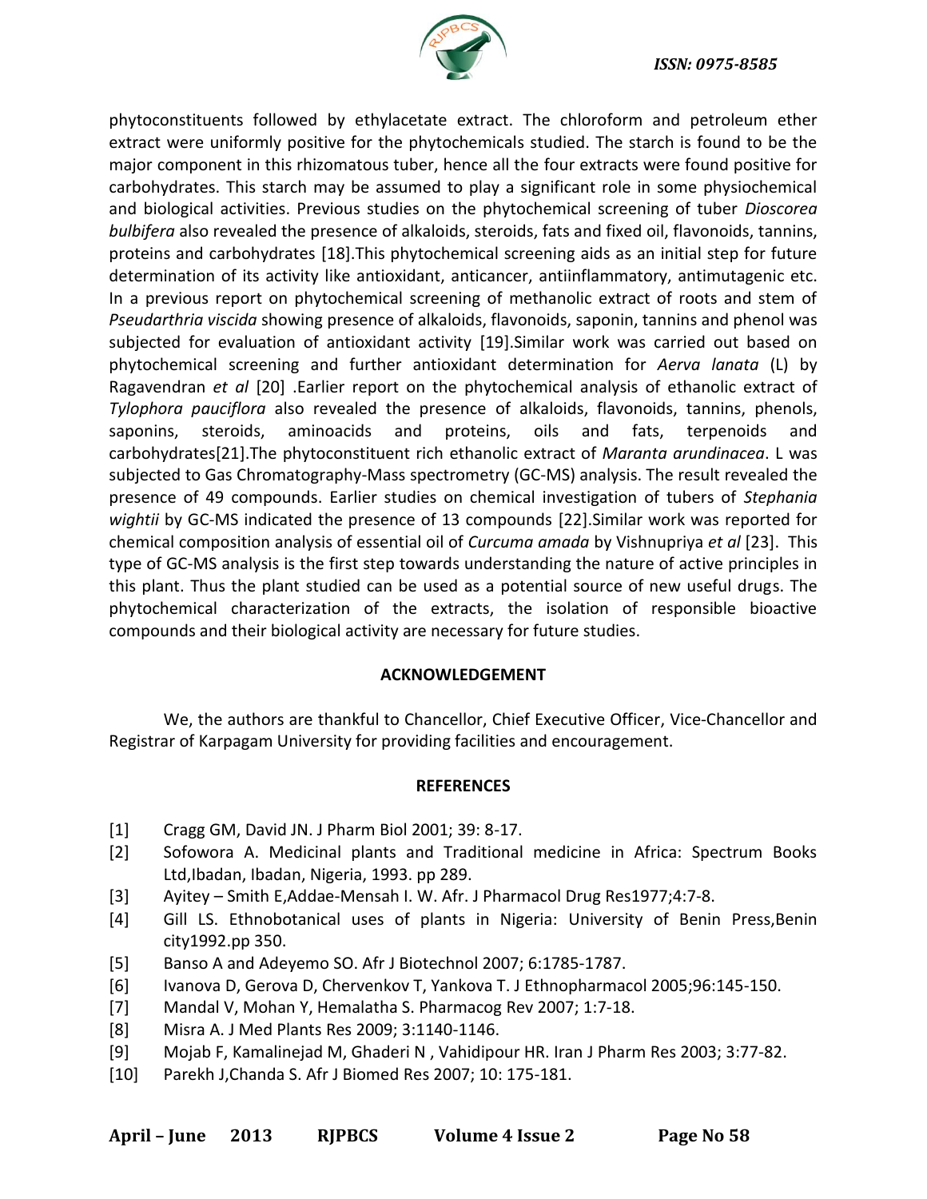phytoconstituents followed by ethylacetate extract. The chloroform and petroleum ether extract were uniformly positive for the phytochemicals studied. The starch is found to be the major component in this rhizomatous tuber, hence all the four extracts were found positive for carbohydrates. This starch may be assumed to play a significant role in some physiochemical and biological activities. Previous studies on the phytochemical screening of tuber *Dioscorea bulbifera* also revealed the presence of alkaloids, steroids, fats and fixed oil, flavonoids, tannins, proteins and carbohydrates [18].This phytochemical screening aids as an initial step for future determination of its activity like antioxidant, anticancer, antiinflammatory, antimutagenic etc. In a previous report on phytochemical screening of methanolic extract of roots and stem of *Pseudarthria viscida* showing presence of alkaloids, flavonoids, saponin, tannins and phenol was subjected for evaluation of antioxidant activity [19].Similar work was carried out based on phytochemical screening and further antioxidant determination for *Aerva lanata* (L) by Ragavendran *et al* [20] .Earlier report on the phytochemical analysis of ethanolic extract of *Tylophora pauciflora* also revealed the presence of alkaloids, flavonoids, tannins, phenols, saponins, steroids, aminoacids and proteins, oils and fats, terpenoids and carbohydrates[21].The phytoconstituent rich ethanolic extract of *Maranta arundinacea*. L was subjected to Gas Chromatography-Mass spectrometry (GC-MS) analysis. The result revealed the presence of 49 compounds. Earlier studies on chemical investigation of tubers of *Stephania wightii* by GC-MS indicated the presence of 13 compounds [22].Similar work was reported for chemical composition analysis of essential oil of *Curcuma amada* by Vishnupriya *et al* [23]. This type of GC-MS analysis is the first step towards understanding the nature of active principles in this plant. Thus the plant studied can be used as a potential source of new useful drugs. The phytochemical characterization of the extracts, the isolation of responsible bioactive compounds and their biological activity are necessary for future studies.

## ACKNOWLEDGEMENT

We, the authors are thankful to Chancellor, Chief Executive Officer, Vice-Chancellor and Registrar of Karpagam University for providing facilities and encouragement.

## REFERENCES

[1] Cragg GM, David JN. J Pharm Biol 2001; 39: 8-17.

[2] Sofowora A. Medicinal plants and Traditional medicine in Africa: Spectrum Books Ltd,Ibadan, Ibadan, Nigeria, 1993. pp 289.

[3] Ayitey – Smith E,Addae-Mensah I. W. Afr. J Pharmacol Drug Res1977;4:7-8.

[4] Gill LS. Ethnobotanical uses of plants in Nigeria: University of Benin Press,Benin city1992.pp 350.

[5] Banso A and Adeyemo SO. Afr J Biotechnol 2007; 6:1785-1787.

[6] Ivanova D, Gerova D, Chervenkov T, Yankova T. J Ethnopharmacol 2005;96:145-150.

[7] Mandal V, Mohan Y, Hemalatha S. Pharmacog Rev 2007; 1:7-18.

[8] Misra A. J Med Plants Res 2009; 3:1140-1146.

[9] Mojab F, Kamalinejad M, Ghaderi N , Vahidipour HR. Iran J Pharm Res 2003; 3:77-82.

[10] Parekh J,Chanda S. Afr J Biomed Res 2007; 10: 175-181.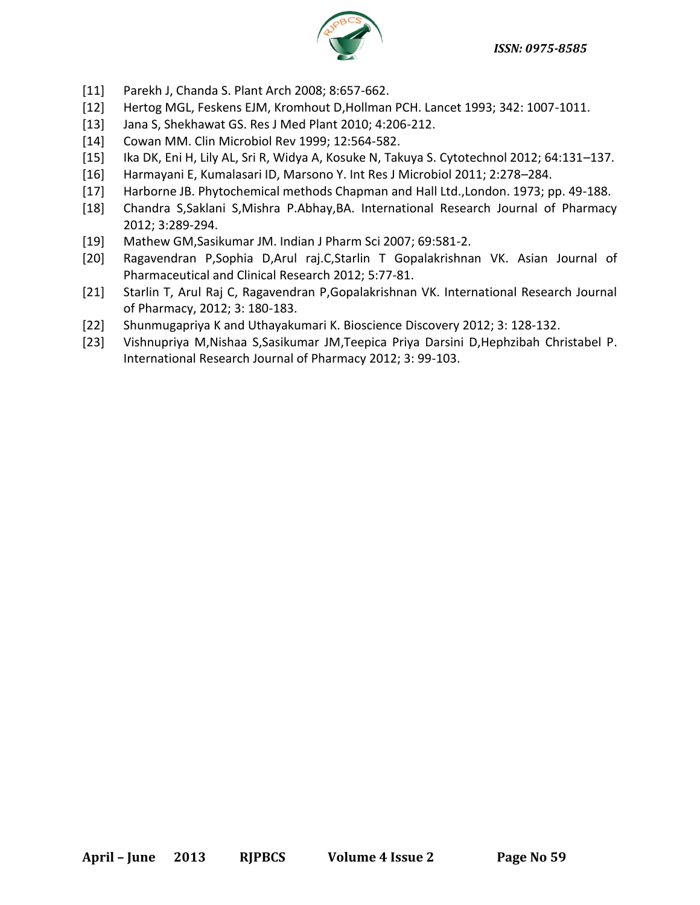[11] Parekh J, Chanda S. Plant Arch 2008; 8:657-662.

[12] Hertog MGL, Feskens EJM, Kromhout D,Hollman PCH. Lancet 1993; 342: 1007-1011.

[13] Jana S, Shekhawat GS. Res J Med Plant 2010; 4:206-212.

[14] Cowan MM. Clin Microbiol Rev 1999; 12:564-582.

[15] Ika DK, Eni H, Lily AL, Sri R, Widya A, Kosuke N, Takuya S. Cytotechnol 2012; 64:131–137.

[16] Harmayani E, Kumalasari ID, Marsono Y. Int Res J Microbiol 2011; 2:278–284.

[17] Harborne JB. Phytochemical methods Chapman and Hall Ltd.,London. 1973; pp. 49-188.

[18] Chandra S,Saklani S,Mishra P.Abhay,BA. International Research Journal of Pharmacy 2012; 3:289-294.

[19] Mathew GM,Sasikumar JM. Indian J Pharm Sci 2007; 69:581-2.

[20] Ragavendran P,Sophia D,Arul raj.C,Starlin T Gopalakrishnan VK. Asian Journal of Pharmaceutical and Clinical Research 2012; 5:77-81.

[21] Starlin T, Arul Raj C, Ragavendran P,Gopalakrishnan VK. International Research Journal of Pharmacy, 2012; 3: 180-183.

[22] Shunmugapriya K and Uthayakumari K. Bioscience Discovery 2012; 3: 128-132.

[23] Vishnupriya M,Nishaa S,Sasikumar JM,Teepica Priya Darsini D,Hephzibah Christabel P. International Research Journal of Pharmacy 2012; 3: 99-103.